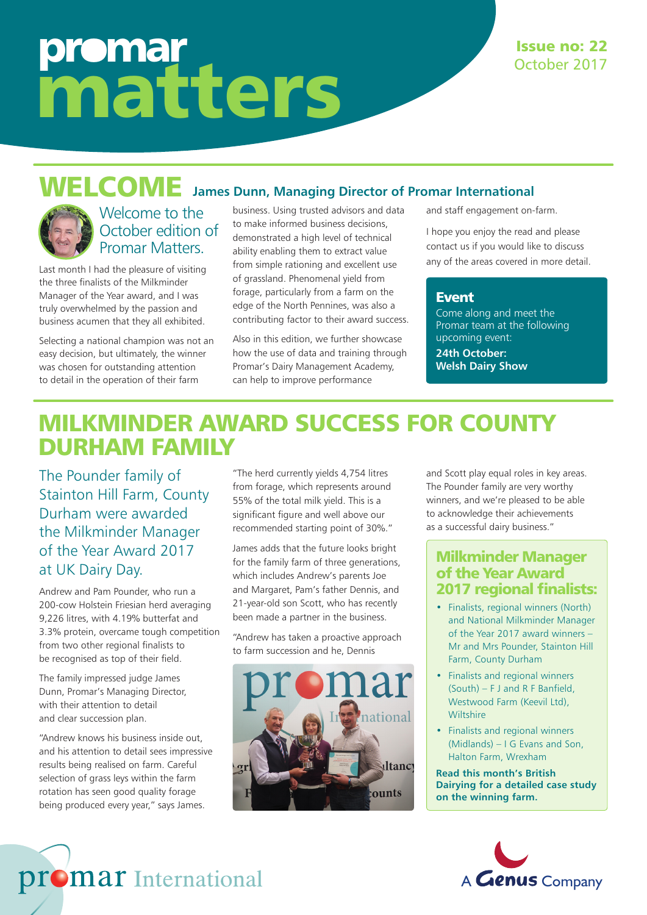# promar matters

**Issue no: 22**
October 2017

## WELCOME James Dunn, Managing Director of Promar International

Welcome to the October edition of Promar Matters.

Last month I had the pleasure of visiting the three finalists of the Milkminder Manager of the Year award, and I was truly overwhelmed by the passion and business acumen that they all exhibited.

Selecting a national champion was not an easy decision, but ultimately, the winner was chosen for outstanding attention to detail in the operation of their farm business. Using trusted advisors and data to make informed business decisions, demonstrated a high level of technical ability enabling them to extract value from simple rationing and excellent use of grassland. Phenomenal yield from forage, particularly from a farm on the edge of the North Pennines, was also a contributing factor to their award success.

Also in this edition, we further showcase how the use of data and training through Promar's Dairy Management Academy, can help to improve performance and staff engagement on-farm.

I hope you enjoy the read and please contact us if you would like to discuss any of the areas covered in more detail.

### Event

Come along and meet the Promar team at the following upcoming event:

**24th October: Welsh Dairy Show**

## MILKMINDER AWARD SUCCESS FOR COUNTY DURHAM FAMILY

The Pounder family of Stainton Hill Farm, County Durham were awarded the Milkminder Manager of the Year Award 2017 at UK Dairy Day.

Andrew and Pam Pounder, who run a 200-cow Holstein Friesian herd averaging 9,226 litres, with 4.19% butterfat and 3.3% protein, overcame tough competition from two other regional finalists to be recognised as top of their field.

The family impressed judge James Dunn, Promar's Managing Director, with their attention to detail and clear succession plan.

"Andrew knows his business inside out, and his attention to detail sees impressive results being realised on farm. Careful selection of grass leys within the farm rotation has seen good quality forage being produced every year," says James.

"The herd currently yields 4,754 litres from forage, which represents around 55% of the total milk yield. This is a significant figure and well above our recommended starting point of 30%."

James adds that the future looks bright for the family farm of three generations, which includes Andrew's parents Joe and Margaret, Pam's father Dennis, and 21-year-old son Scott, who has recently been made a partner in the business.

"Andrew has taken a proactive approach to farm succession and he, Dennis and Scott play equal roles in key areas. The Pounder family are very worthy winners, and we're pleased to be able to acknowledge their achievements as a successful dairy business."

### Milkminder Manager of the Year Award 2017 regional finalists:

- Finalists, regional winners (North) and National Milkminder Manager of the Year 2017 award winners – Mr and Mrs Pounder, Stainton Hill Farm, County Durham
- Finalists and regional winners (South) – F J and R F Banfield, Westwood Farm (Keevil Ltd), Wiltshire
- Finalists and regional winners (Midlands) – I G Evans and Son, Halton Farm, Wrexham

**Read this month's British Dairying for a detailed case study on the winning farm.**

promar International

A Genus Company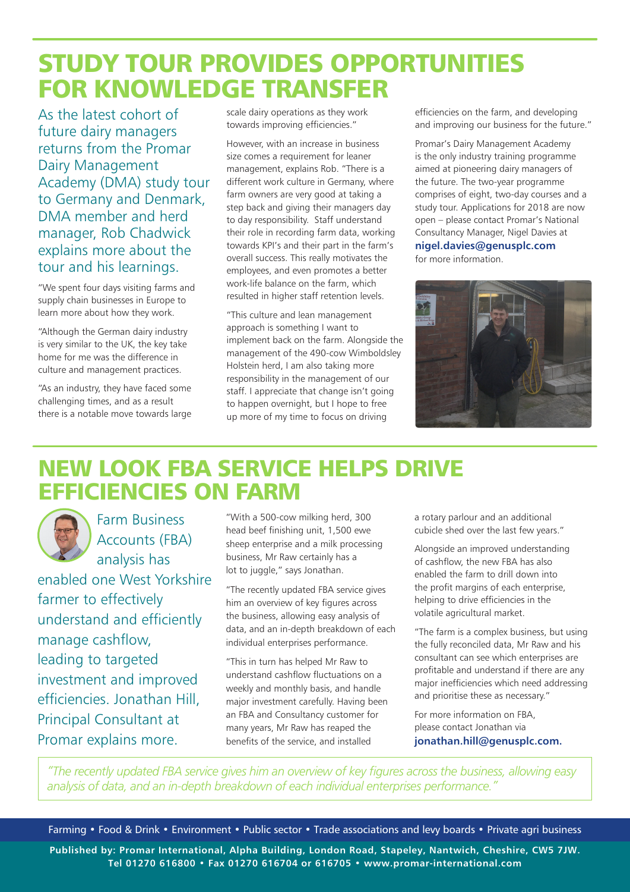# STUDY TOUR PROVIDES OPPORTUNITIES FOR KNOWLEDGE TRANSFER

As the latest cohort of future dairy managers returns from the Promar Dairy Management Academy (DMA) study tour to Germany and Denmark, DMA member and herd manager, Rob Chadwick explains more about the tour and his learnings.

"We spent four days visiting farms and supply chain businesses in Europe to learn more about how they work.

"Although the German dairy industry is very similar to the UK, the key take home for me was the difference in culture and management practices.

"As an industry, they have faced some challenging times, and as a result there is a notable move towards large scale dairy operations as they work towards improving efficiencies."

However, with an increase in business size comes a requirement for leaner management, explains Rob. "There is a different work culture in Germany, where farm owners are very good at taking a step back and giving their managers day to day responsibility. Staff understand their role in recording farm data, working towards KPI's and their part in the farm's overall success. This really motivates the employees, and even promotes a better work-life balance on the farm, which resulted in higher staff retention levels.

"This culture and lean management approach is something I want to implement back on the farm. Alongside the management of the 490-cow Wimboldsley Holstein herd, I am also taking more responsibility in the management of our staff. I appreciate that change isn't going to happen overnight, but I hope to free up more of my time to focus on driving efficiencies on the farm, and developing and improving our business for the future."

Promar's Dairy Management Academy is the only industry training programme aimed at pioneering dairy managers of the future. The two-year programme comprises of eight, two-day courses and a study tour. Applications for 2018 are now open – please contact Promar's National Consultancy Manager, Nigel Davies at **nigel.davies@genusplc.com** for more information.

# NEW LOOK FBA SERVICE HELPS DRIVE EFFICIENCIES ON FARM

Farm Business Accounts (FBA) analysis has enabled one West Yorkshire farmer to effectively understand and efficiently manage cashflow, leading to targeted investment and improved efficiencies. Jonathan Hill, Principal Consultant at Promar explains more.

"With a 500-cow milking herd, 300 head beef finishing unit, 1,500 ewe sheep enterprise and a milk processing business, Mr Raw certainly has a lot to juggle," says Jonathan.

"The recently updated FBA service gives him an overview of key figures across the business, allowing easy analysis of data, and an in-depth breakdown of each individual enterprises performance.

"This in turn has helped Mr Raw to understand cashflow fluctuations on a weekly and monthly basis, and handle major investment carefully. Having been an FBA and Consultancy customer for many years, Mr Raw has reaped the benefits of the service, and installed a rotary parlour and an additional cubicle shed over the last few years."

Alongside an improved understanding of cashflow, the new FBA has also enabled the farm to drill down into the profit margins of each enterprise, helping to drive efficiencies in the volatile agricultural market.

"The farm is a complex business, but using the fully reconciled data, Mr Raw and his consultant can see which enterprises are profitable and understand if there are any major inefficiencies which need addressing and prioritise these as necessary."

For more information on FBA, please contact Jonathan via **jonathan.hill@genusplc.com.**

*"The recently updated FBA service gives him an overview of key figures across the business, allowing easy analysis of data, and an in-depth breakdown of each individual enterprises performance."*

Farming • Food & Drink • Environment • Public sector • Trade associations and levy boards • Private agri business

**Published by: Promar International, Alpha Building, London Road, Stapeley, Nantwich, Cheshire, CW5 7JW. Tel 01270 616800 • Fax 01270 616704 or 616705 • www.promar-international.com**